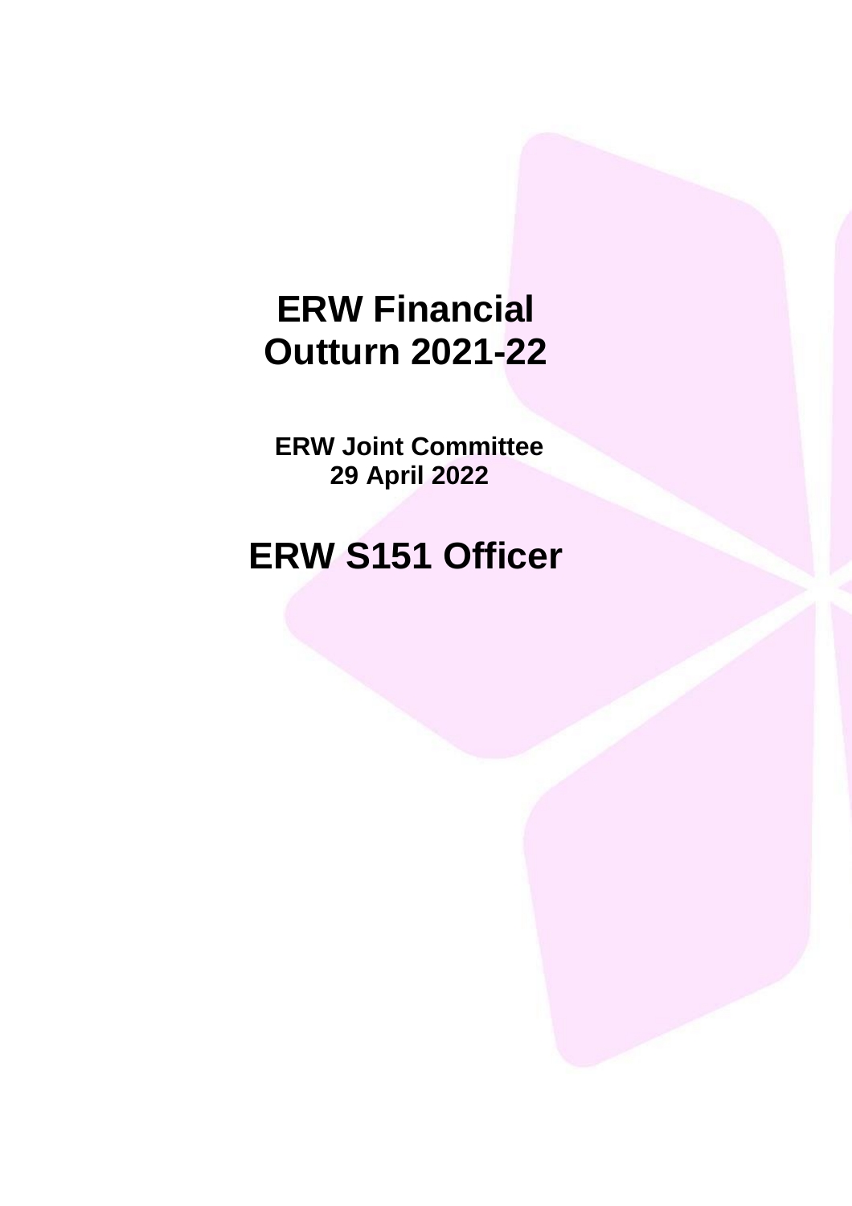# ERW Financial Outturn 2021-22

**ERW Joint Committee**
**29 April 2022**

## ERW S151 Officer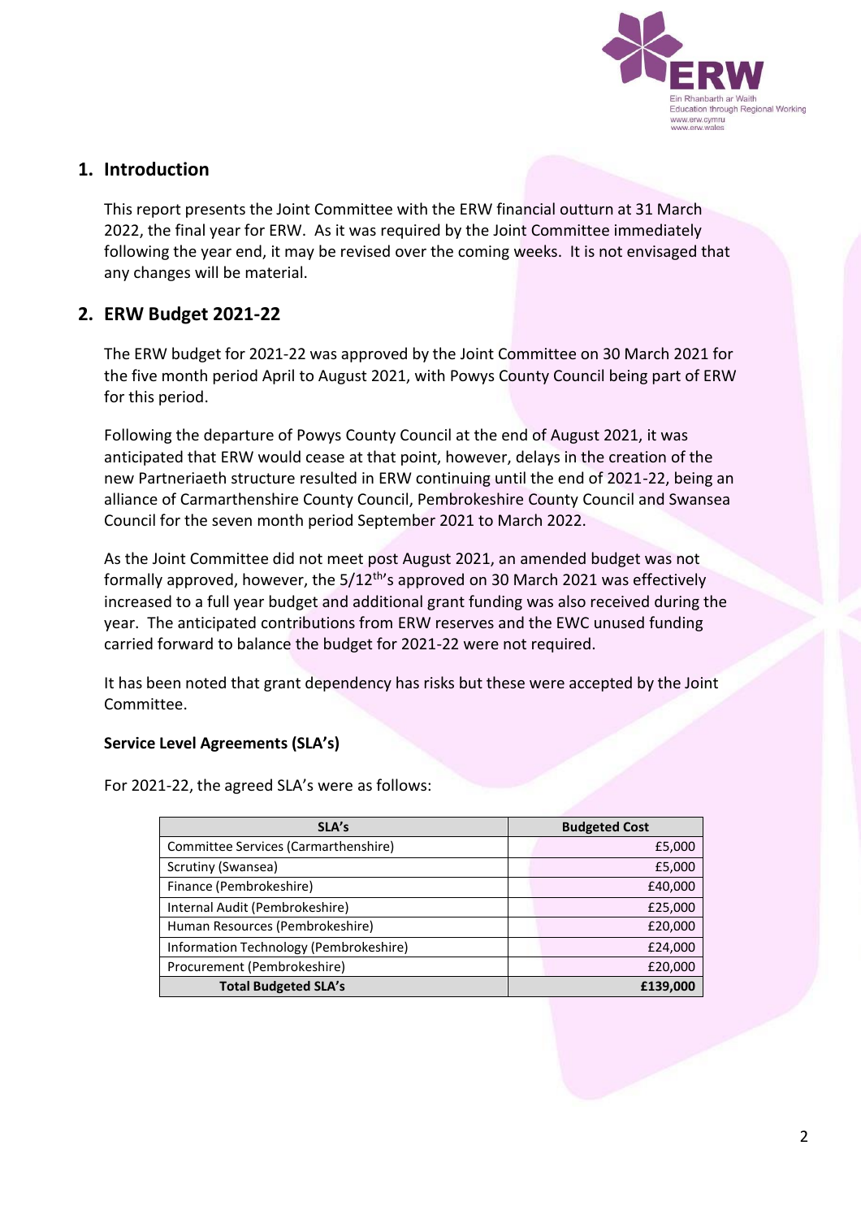## 1. Introduction

This report presents the Joint Committee with the ERW financial outturn at 31 March 2022, the final year for ERW. As it was required by the Joint Committee immediately following the year end, it may be revised over the coming weeks. It is not envisaged that any changes will be material.

## 2. ERW Budget 2021-22

The ERW budget for 2021-22 was approved by the Joint Committee on 30 March 2021 for the five month period April to August 2021, with Powys County Council being part of ERW for this period.

Following the departure of Powys County Council at the end of August 2021, it was anticipated that ERW would cease at that point, however, delays in the creation of the new Partneriaeth structure resulted in ERW continuing until the end of 2021-22, being an alliance of Carmarthenshire County Council, Pembrokeshire County Council and Swansea Council for the seven month period September 2021 to March 2022.

As the Joint Committee did not meet post August 2021, an amended budget was not formally approved, however, the 5/12th's approved on 30 March 2021 was effectively increased to a full year budget and additional grant funding was also received during the year. The anticipated contributions from ERW reserves and the EWC unused funding carried forward to balance the budget for 2021-22 were not required.

It has been noted that grant dependency has risks but these were accepted by the Joint Committee.

**Service Level Agreements (SLA's)**

For 2021-22, the agreed SLA's were as follows:

| SLA's | Budgeted Cost |
|---|---|
| Committee Services (Carmarthenshire) | £5,000 |
| Scrutiny (Swansea) | £5,000 |
| Finance (Pembrokeshire) | £40,000 |
| Internal Audit (Pembrokeshire) | £25,000 |
| Human Resources (Pembrokeshire) | £20,000 |
| Information Technology (Pembrokeshire) | £24,000 |
| Procurement (Pembrokeshire) | £20,000 |
| **Total Budgeted SLA's** | **£139,000** |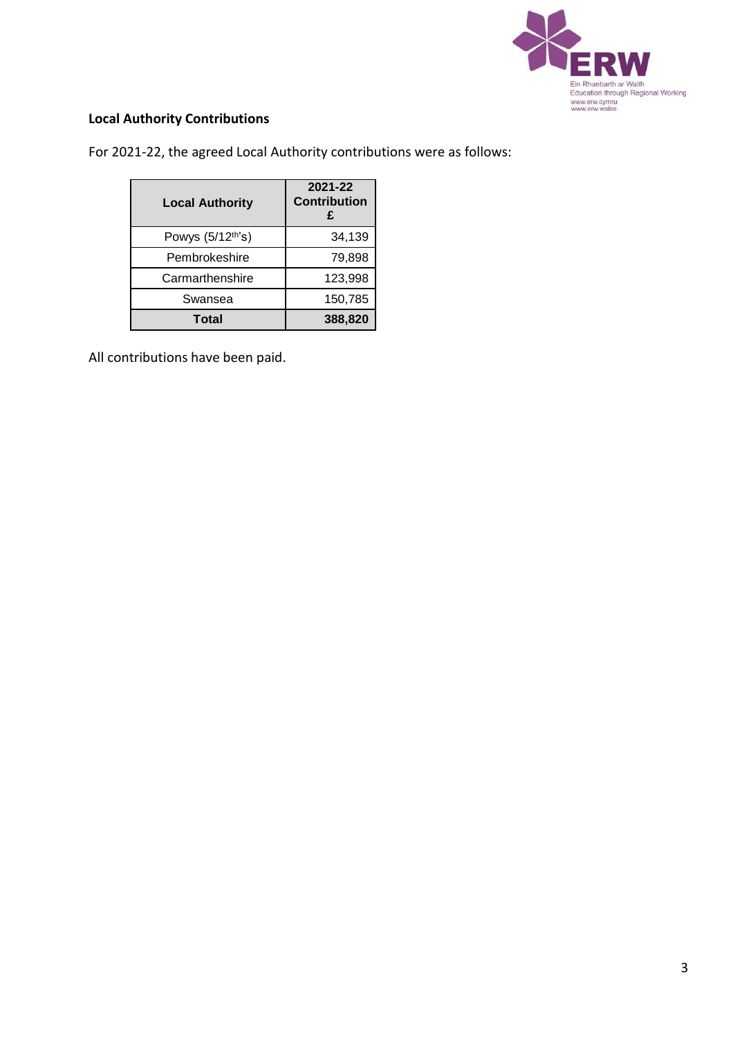**Local Authority Contributions**

For 2021-22, the agreed Local Authority contributions were as follows:

| Local Authority | 2021-22 Contribution £ |
|---|---|
| Powys (5/12th's) | 34,139 |
| Pembrokeshire | 79,898 |
| Carmarthenshire | 123,998 |
| Swansea | 150,785 |
| **Total** | **388,820** |

All contributions have been paid.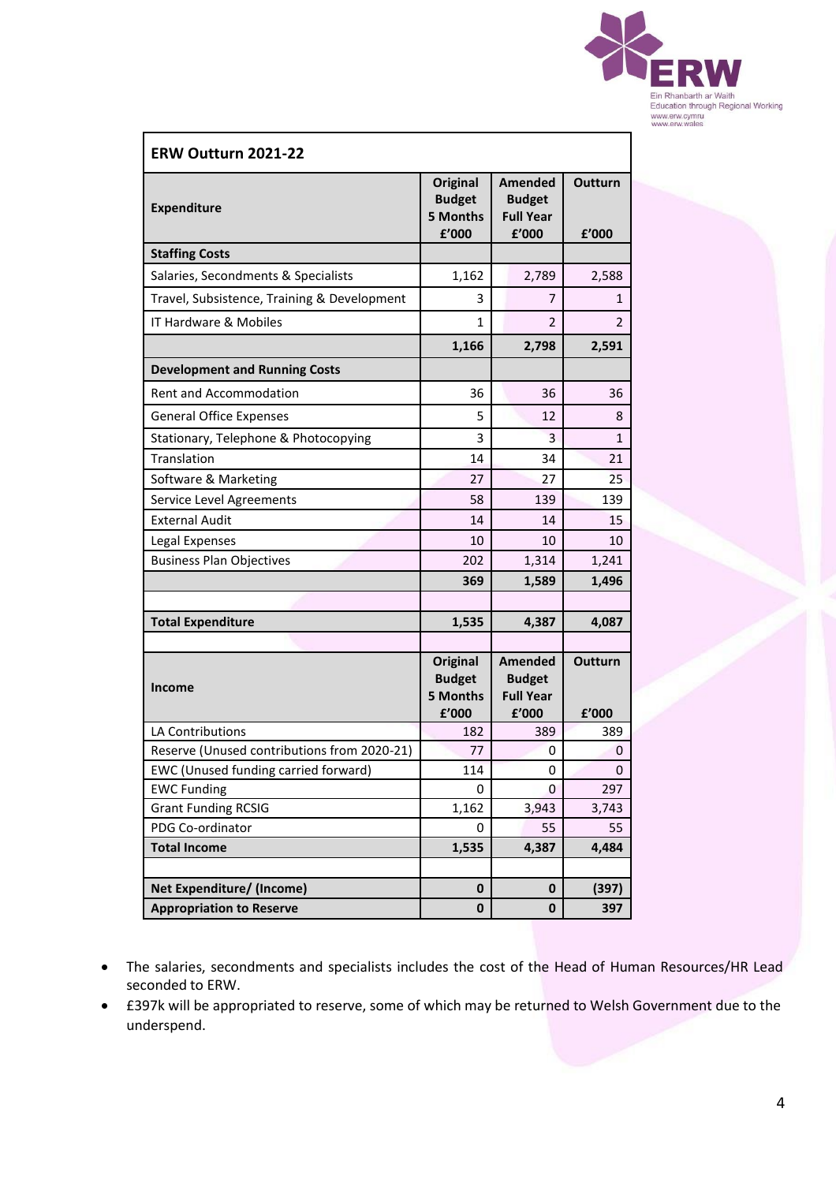## ERW Outturn 2021-22

| Expenditure | Original Budget 5 Months £'000 | Amended Budget Full Year £'000 | Outturn £'000 |
|---|---|---|---|
| **Staffing Costs** | | | |
| Salaries, Secondments & Specialists | 1,162 | 2,789 | 2,588 |
| Travel, Subsistence, Training & Development | 3 | 7 | 1 |
| IT Hardware & Mobiles | 1 | 2 | 2 |
| | **1,166** | **2,798** | **2,591** |
| **Development and Running Costs** | | | |
| Rent and Accommodation | 36 | 36 | 36 |
| General Office Expenses | 5 | 12 | 8 |
| Stationary, Telephone & Photocopying | 3 | 3 | 1 |
| Translation | 14 | 34 | 21 |
| Software & Marketing | 27 | 27 | 25 |
| Service Level Agreements | 58 | 139 | 139 |
| External Audit | 14 | 14 | 15 |
| Legal Expenses | 10 | 10 | 10 |
| Business Plan Objectives | 202 | 1,314 | 1,241 |
| | **369** | **1,589** | **1,496** |
| | | | |
| **Total Expenditure** | **1,535** | **4,387** | **4,087** |
| | | | |
| **Income** | **Original Budget 5 Months £'000** | **Amended Budget Full Year £'000** | **Outturn £'000** |
| LA Contributions | 182 | 389 | 389 |
| Reserve (Unused contributions from 2020-21) | 77 | 0 | 0 |
| EWC (Unused funding carried forward) | 114 | 0 | 0 |
| EWC Funding | 0 | 0 | 297 |
| Grant Funding RCSIG | 1,162 | 3,943 | 3,743 |
| PDG Co-ordinator | 0 | 55 | 55 |
| **Total Income** | **1,535** | **4,387** | **4,484** |
| | | | |
| **Net Expenditure/ (Income)** | **0** | **0** | **(397)** |
| **Appropriation to Reserve** | **0** | **0** | **397** |

- The salaries, secondments and specialists includes the cost of the Head of Human Resources/HR Lead seconded to ERW.
- £397k will be appropriated to reserve, some of which may be returned to Welsh Government due to the underspend.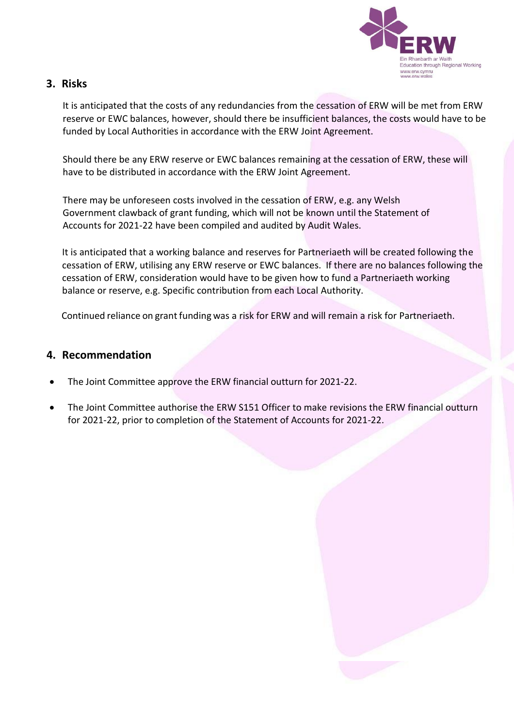## 3. Risks

It is anticipated that the costs of any redundancies from the cessation of ERW will be met from ERW reserve or EWC balances, however, should there be insufficient balances, the costs would have to be funded by Local Authorities in accordance with the ERW Joint Agreement.

Should there be any ERW reserve or EWC balances remaining at the cessation of ERW, these will have to be distributed in accordance with the ERW Joint Agreement.

There may be unforeseen costs involved in the cessation of ERW, e.g. any Welsh Government clawback of grant funding, which will not be known until the Statement of Accounts for 2021-22 have been compiled and audited by Audit Wales.

It is anticipated that a working balance and reserves for Partneriaeth will be created following the cessation of ERW, utilising any ERW reserve or EWC balances. If there are no balances following the cessation of ERW, consideration would have to be given how to fund a Partneriaeth working balance or reserve, e.g. Specific contribution from each Local Authority.

Continued reliance on grant funding was a risk for ERW and will remain a risk for Partneriaeth.

## 4. Recommendation

- The Joint Committee approve the ERW financial outturn for 2021-22.
- The Joint Committee authorise the ERW S151 Officer to make revisions the ERW financial outturn for 2021-22, prior to completion of the Statement of Accounts for 2021-22.